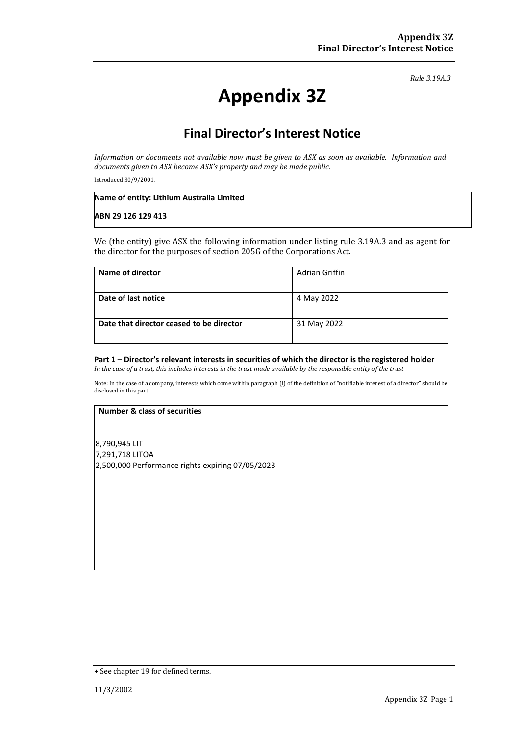*Rule 3.19A.3*

# Appendix 3Z

## Final Director's Interest Notice

*Information or documents not available now must be given to ASX as soon as available. Information and documents given to ASX become ASX's property and may be made public.*

Introduced 30/9/2001.

| **Name of entity: Lithium Australia Limited** |
|---|
| **ABN 29 126 129 413** |

We (the entity) give ASX the following information under listing rule 3.19A.3 and as agent for the director for the purposes of section 205G of the Corporations Act.

| | |
|---|---|
| **Name of director** | Adrian Griffin |
| **Date of last notice** | 4 May 2022 |
| **Date that director ceased to be director** | 31 May 2022 |

**Part 1 – Director's relevant interests in securities of which the director is the registered holder**
*In the case of a trust, this includes interests in the trust made available by the responsible entity of the trust*

Note: In the case of a company, interests which come within paragraph (i) of the definition of "notifiable interest of a director" should be disclosed in this part.

| **Number & class of securities** |
|---|
| 8,790,945 LIT<br>7,291,718 LITOA<br>2,500,000 Performance rights expiring 07/05/2023 |

+ See chapter 19 for defined terms.

11/3/2002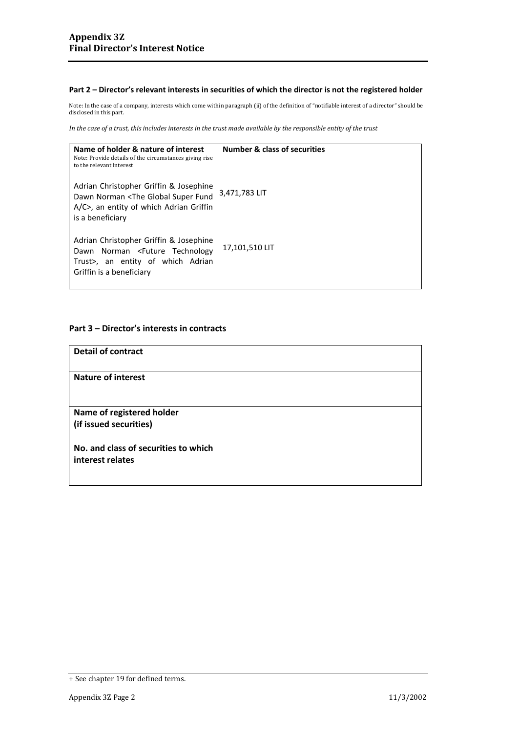## Part 2 – Director's relevant interests in securities of which the director is not the registered holder

Note: In the case of a company, interests which come within paragraph (ii) of the definition of "notifiable interest of a director" should be disclosed in this part.

*In the case of a trust, this includes interests in the trust made available by the responsible entity of the trust*

| **Name of holder & nature of interest**<br>Note: Provide details of the circumstances giving rise to the relevant interest | **Number & class of securities** |
|---|---|
| Adrian Christopher Griffin & Josephine Dawn Norman <The Global Super Fund A/C>, an entity of which Adrian Griffin is a beneficiary | 3,471,783 LIT |
| Adrian Christopher Griffin & Josephine Dawn Norman <Future Technology Trust>, an entity of which Adrian Griffin is a beneficiary | 17,101,510 LIT |

## Part 3 – Director's interests in contracts

| | |
|---|---|
| **Detail of contract** | |
| **Nature of interest** | |
| **Name of registered holder (if issued securities)** | |
| **No. and class of securities to which interest relates** | |

+ See chapter 19 for defined terms.